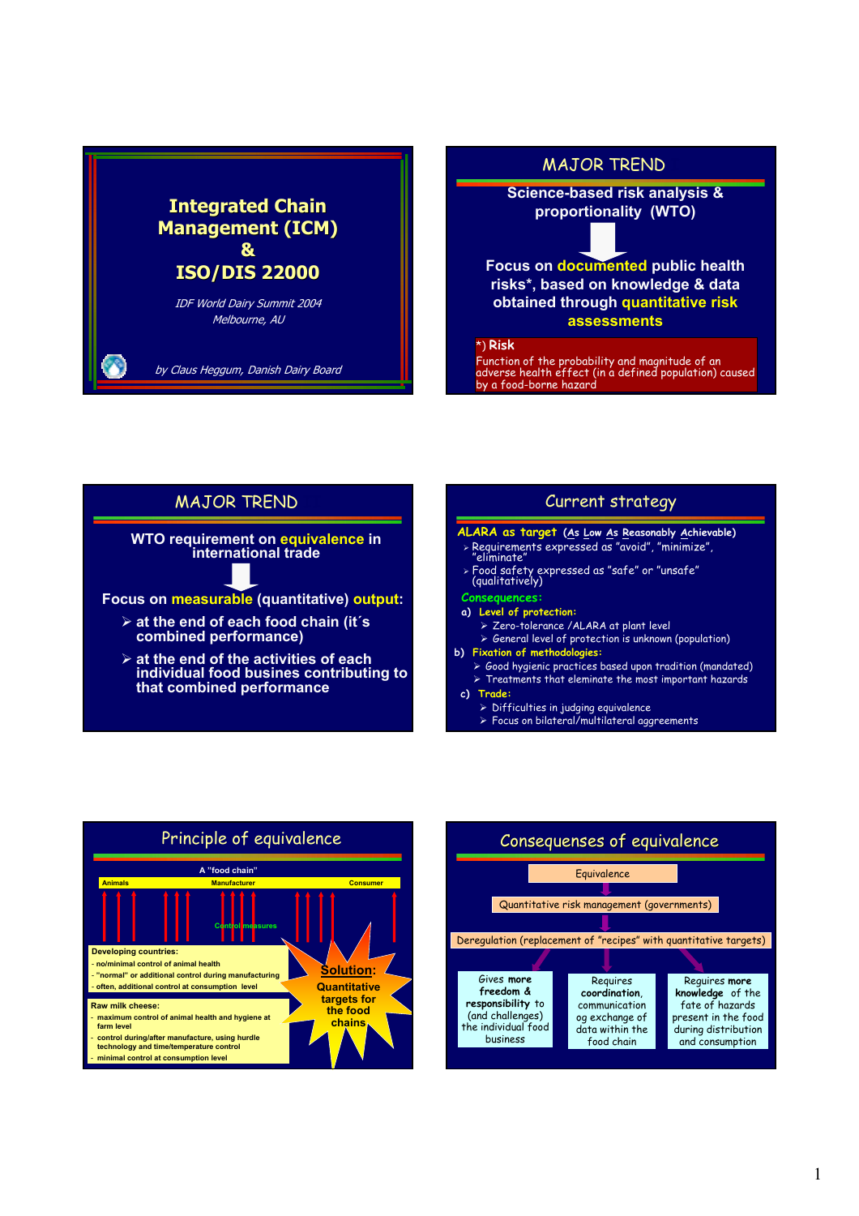# Integrated Chain Management (ICM) & ISO/DIS 22000

*IDF World Dairy Summit 2004*
*Melbourne, AU*

*by Claus Heggum, Danish Dairy Board*

---

## MAJOR TREND

**Science-based risk analysis & proportionality (WTO)**

**Focus on documented public health risks*, based on knowledge & data obtained through quantitative risk assessments**

***) Risk**
Function of the probability and magnitude of an adverse health effect (in a defined population) caused by a food-borne hazard

---

## MAJOR TREND

**WTO requirement on equivalence in international trade**

**Focus on measurable (quantitative) output:**

- **at the end of each food chain (it´s combined performance)**
- **at the end of the activities of each individual food busines contributing to that combined performance**

---

## Current strategy

**ALARA as target** (**A**s **L**ow **A**s **R**easonably **A**chievable)
- Requirements expressed as "avoid", "minimize", "eliminate"
- Food safety expressed as "safe" or "unsafe" (qualitatively)

**Consequences:**

a) **Level of protection:**
- Zero-tolerance /ALARA at plant level
- General level of protection is unknown (population)

b) **Fixation of methodologies:**
- Good hygienic practices based upon tradition (mandated)
- Treatments that eleminate the most important hazards

c) **Trade:**
- Difficulties in judging equivalence
- Focus on bilateral/multilateral aggreements

---

## Principle of equivalence

A "food chain"

Animals — Manufacturer — Consumer

Control measures

**Developing countries:**
- no/minimal control of animal health
- "normal" or additional control during manufacturing
- often, additional control at consumption level

**Raw milk cheese:**
- maximum control of animal health and hygiene at farm level
- control during/after manufacture, using hurdle technology and time/temperature control
- minimal control at consumption level

**Solution:** Quantitative targets for the food chains

---

## Consequenses of equivalence

Equivalence

Quantitative risk management (governments)

Deregulation (replacement of "recipes" with quantitative targets)

- Gives more **freedom & responsibility** to (and challenges) the individual food business
- Requires **coordination**, communication og exchange of data within the food chain
- Requires **more knowledge** of the fate of hazards present in the food during distribution and consumption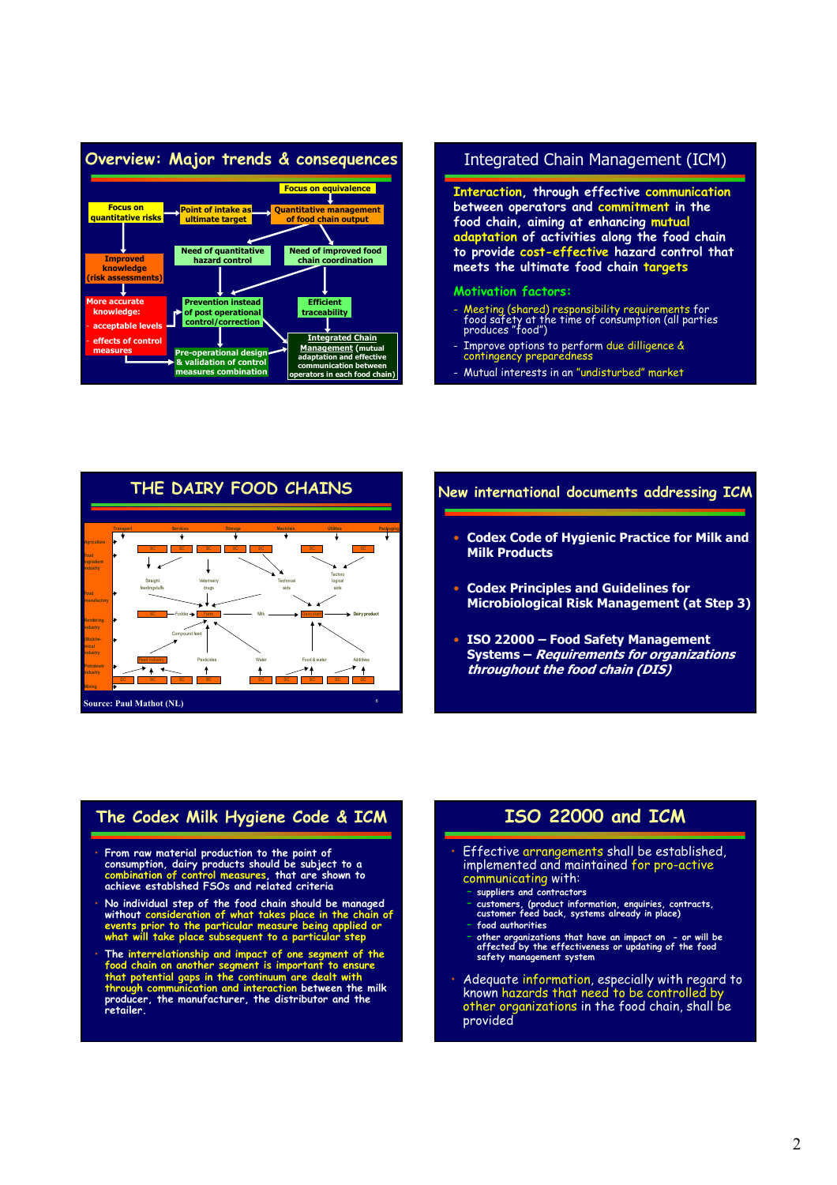## Overview: Major trends & consequences

- Focus on quantitative risks
- Point of intake as ultimate target
- Focus on equivalence
- Quantitative management of food chain output
- Improved knowledge (risk assessments)
- Need of quantitative hazard control
- Need of improved food chain coordination
- More accurate knowledge:
  - acceptable levels
  - effects of control measures
- Prevention instead of post operational control/correction
- Efficient traceability
- Pre-operational design & validation of control measures combination
- Integrated Chain Management (mutual adaptation and effective communication between operators in each food chain)

## Integrated Chain Management (ICM)

**Interaction, through effective communication between operators and commitment in the food chain, aiming at enhancing mutual adaptation of activities along the food chain to provide cost-effective hazard control that meets the ultimate food chain targets**

**Motivation factors:**

- Meeting (shared) responsibility requirements for food safety at the time of consumption (all parties produces "food")
- Improve options to perform due dilligence & contingency preparedness
- Mutual interests in an "undisturbed" market

## THE DAIRY FOOD CHAINS

Transport, Services, Storage, Machines, Utilities, Packaging

Agriculture, Food ingredient industry, Food manufactory, Rendering industry, Biochemical industry, Petroleum industry, Mining

Straight feedingstuffs, Veterinary drugs, Technical aids, Technological aids

Fodder, Farm, Milk, Dairy plant, Dairy product

Compound feed, Feed industry, Pesticides, Water, Food & water, Additives

Source: Paul Mathot (NL)

## New international documents addressing ICM

- **Codex Code of Hygienic Practice for Milk and Milk Products**
- **Codex Principles and Guidelines for Microbiological Risk Management (at Step 3)**
- **ISO 22000 – Food Safety Management Systems – *Requirements for organizations throughout the food chain (DIS)***

## The Codex Milk Hygiene Code & ICM

- From raw material production to the point of consumption, dairy products should be subject to a combination of control measures, that are shown to achieve establshed FSOs and related criteria
- No individual step of the food chain should be managed without consideration of what takes place in the chain of events prior to the particular measure being applied or what will take place subsequent to a particular step
- The interrelationship and impact of one segment of the food chain on another segment is important to ensure that potential gaps in the continuum are dealt with through communication and interaction between the milk producer, the manufacturer, the distributor and the retailer.

## ISO 22000 and ICM

- Effective arrangements shall be established, implemented and maintained for pro-active communicating with:
  - suppliers and contractors
  - customers, (product information, enquiries, contracts, customer feed back, systems already in place)
  - food authorities
  - other organizations that have an impact on - or will be affected by the effectiveness or updating of the food safety management system
- Adequate information, especially with regard to known hazards that need to be controlled by other organizations in the food chain, shall be provided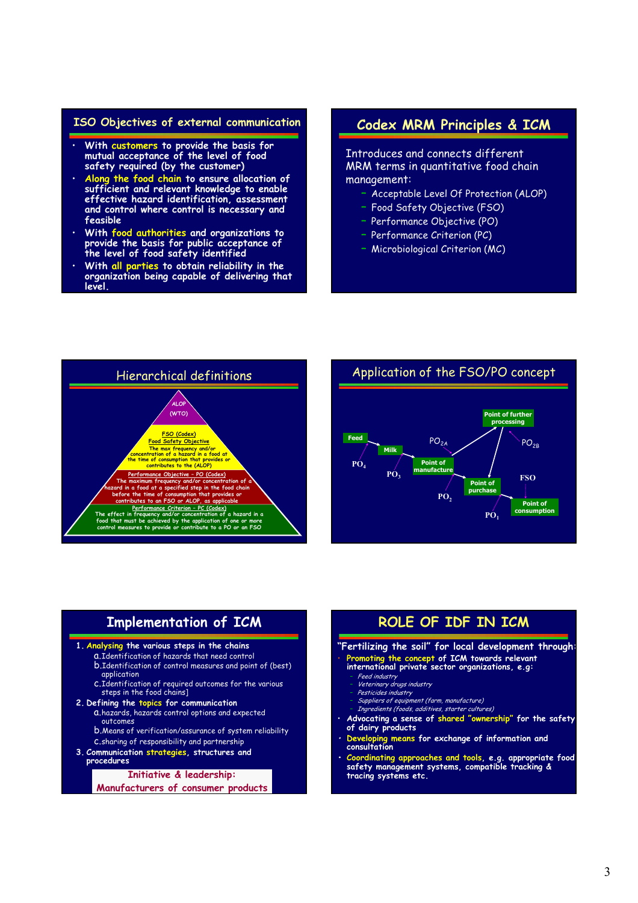## ISO Objectives of external communication

- With customers to provide the basis for mutual acceptance of the level of food safety required (by the customer)
- Along the food chain to ensure allocation of sufficient and relevant knowledge to enable effective hazard identification, assessment and control where control is necessary and feasible
- With food authorities and organizations to provide the basis for public acceptance of the level of food safety identified
- With all parties to obtain reliability in the organization being capable of delivering that level.

## Codex MRM Principles & ICM

Introduces and connects different MRM terms in quantitative food chain management:

- Acceptable Level Of Protection (ALOP)
- Food Safety Objective (FSO)
- Performance Objective (PO)
- Performance Criterion (PC)
- Microbiological Criterion (MC)

## Hierarchical definitions

ALOP (WTO)

FSO (Codex)
Food Safety Objective
The max frequency and/or concentration of a hazard in a food at the time of consumption that provides or contributes to the (ALOP)

Performance Objective – PO (Codex)
The maximum frequency and/or concentration of a hazard in a food at a specified step in the food chain before the time of consumption that provides or contributes to an FSO or ALOP, as applicable

Performance Criterion – PC (Codex)
The effect in frequency and/or concentration of a hazard in a food that must be achieved by the application of one or more control measures to provide or contribute to a PO or an FSO

## Application of the FSO/PO concept

Feed → Milk → Point of manufacture → Point of purchase → Point of consumption; Point of manufacture → Point of further processing → Point of purchase

$PO_4$, $PO_3$, $PO_{2A}$, $PO_{2B}$, $PO_2$, $PO_1$, FSO

## Implementation of ICM

1. Analysing the various steps in the chains
   a. Identification of hazards that need control
   b. Identification of control measures and point of (best) application
   c. Identification of required outcomes for the various steps in the food chains]
2. Defining the topics for communication
   a. hazards, hazards control options and expected outcomes
   b. Means of verification/assurance of system reliability
   c. sharing of responsibility and partnership
3. Communication strategies, structures and procedures

**Initiative & leadership:**
**Manufacturers of consumer products**

## ROLE OF IDF IN ICM

"Fertilizing the soil" for local development through:

- Promoting the concept of ICM towards relevant international private sector organizations, e.g:
  - *Feed industry*
  - *Veterinary drugs industry*
  - *Pesticides industry*
  - *Suppliers of equipment (farm, manufacture)*
  - *Ingredients (foods, additives, starter cultures)*
- Advocating a sense of shared "ownership" for the safety of dairy products
- Developing means for exchange of information and consultation
- Coordinating approaches and tools, e.g. appropriate food safety management systems, compatible tracking & tracing systems etc.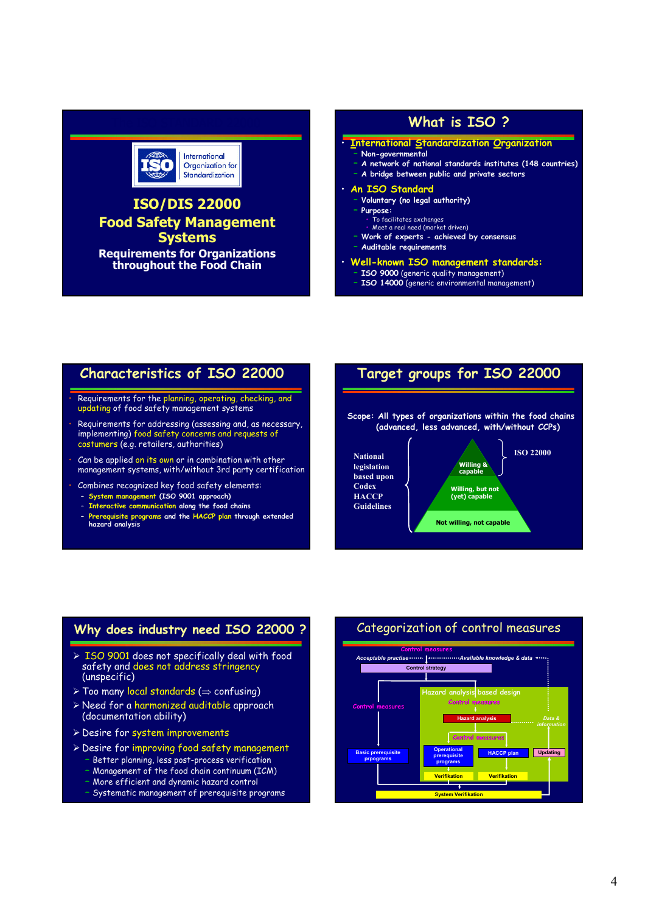## ISO/DIS 22000

## Food Safety Management Systems

**Requirements for Organizations throughout the Food Chain**

## What is ISO ?

- International Standardization Organization
  - Non-governmental
  - A network of national standards institutes (148 countries)
  - A bridge between public and private sectors
- An ISO Standard
  - Voluntary (no legal authority)
  - Purpose:
    - To facilitates exchanges
    - Meet a real need (market driven)
  - Work of experts - achieved by consensus
  - Auditable requirements
- Well-known ISO management standards:
  - ISO 9000 (generic quality management)
  - ISO 14000 (generic environmental management)

## Characteristics of ISO 22000

- Requirements for the planning, operating, checking, and updating of food safety management systems
- Requirements for addressing (assessing and, as necessary, implementing) food safety concerns and requests of costumers (e.g. retailers, authorities)
- Can be applied on its own or in combination with other management systems, with/without 3rd party certification
- Combines recognized key food safety elements:
  - System management (ISO 9001 approach)
  - Interactive communication along the food chains
  - Prerequisite programs and the HACCP plan through extended hazard analysis

## Target groups for ISO 22000

Scope: All types of organizations within the food chains (advanced, less advanced, with/without CCPs)

- National legislation based upon Codex HACCP Guidelines: applies to all levels
  - Willing & capable — ISO 22000
  - Willing, but not (yet) capable
  - Not willing, not capable

## Why does industry need ISO 22000 ?

- ISO 9001 does not specifically deal with food safety and does not address stringency (unspecific)
- Too many local standards (⇒ confusing)
- Need for a harmonized auditable approach (documentation ability)
- Desire for system improvements
- Desire for improving food safety management
  - Better planning, less post-process verification
  - Management of the food chain continuum (ICM)
  - More efficient and dynamic hazard control
  - Systematic management of prerequisite programs

## Categorization of control measures

Control measures: Acceptable practise → Control strategy ← Available knowledge & data

- Control measures → Basic prerequisite prpograms → Verifikation
- Hazard analysis based design
  - Control measures
  - Hazard analysis ← Data & information
  - Control measures
    - Operational prerequisite programs → Verifikation
    - HACCP plan → Verifikation
    - Updating
- System Verifikation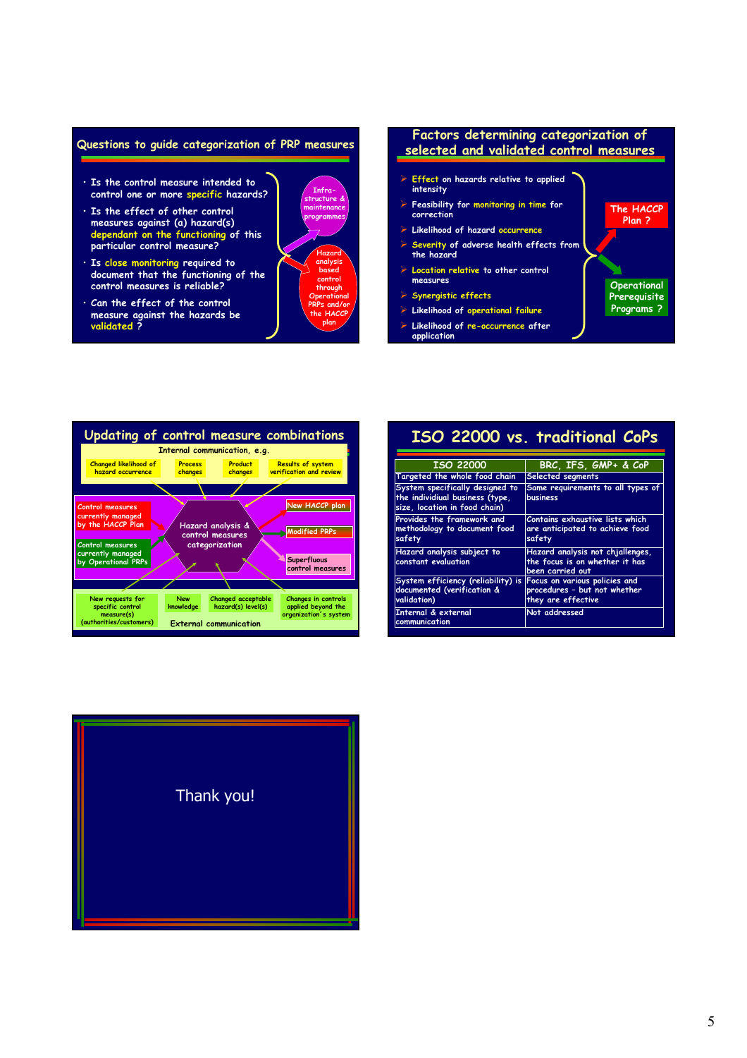## Questions to guide categorization of PRP measures

- Is the control measure intended to control one or more specific hazards?
- Is the effect of other control measures against (a) hazard(s) dependant on the functioning of this particular control measure?
- Is close monitoring required to document that the functioning of the control measures is reliable?
- Can the effect of the control measure against the hazards be validated ?

Infra-structure & maintenance programmes

Hazard analysis based control through Operational PRPs and/or the HACCP plan

## Factors determining categorization of selected and validated control measures

- Effect on hazards relative to applied intensity
- Feasibility for monitoring in time for correction
- Likelihood of hazard occurrence
- Severity of adverse health effects from the hazard
- Location relative to other control measures
- Synergistic effects
- Likelihood of operational failure
- Likelihood of re-occurrence after application

The HACCP Plan ?

Operational Prerequisite Programs ?

## Updating of control measure combinations

Internal communication, e.g.

Changed likelihood of hazard occurrence

Process changes

Product changes

Results of system verification and review

Control measures currently managed by the HACCP Plan

Control measures currently managed by Operational PRPs

Hazard analysis & control measures categorization

New HACCP plan

Modified PRPs

Superfluous control measures

New requests for specific control measure(s) (authorities/customers)

New knowledge

Changed acceptable hazard(s) level(s)

Changes in controls applied beyond the organization´s system

External communication

## ISO 22000 vs. traditional CoPs

| ISO 22000 | BRC, IFS, GMP+ & CoP |
|---|---|
| Targeted the whole food chain | Selected segments |
| System specifically designed to the individual business (type, size, location in food chain) | Same requirements to all types of business |
| Provides the framework and methodology to document food safety | Contains exhaustive lists which are anticipated to achieve food safety |
| Hazard analysis subject to constant evaluation | Hazard analysis not chjallenges, the focus is on whether it has been carried out |
| System efficiency (reliability) is documented (verification & validation) | Focus on various policies and procedures - but not whether they are effective |
| Internal & external communication | Not addressed |

Thank you!